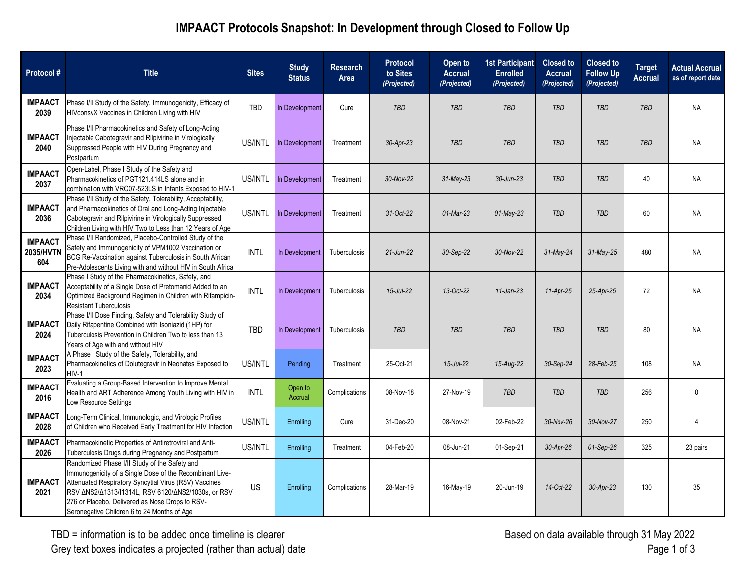# IMPAACT Protocols Snapshot: In Development through Closed to Follow Up

| Protocol # | Title | Sites | Study Status | Research Area | Protocol to Sites (Projected) | Open to Accrual (Projected) | 1st Participant Enrolled (Projected) | Closed to Accrual (Projected) | Closed to Follow Up (Projected) | Target Accrual | Actual Accrual as of report date |
|---|---|---|---|---|---|---|---|---|---|---|---|
| IMPAACT 2039 | Phase I/II Study of the Safety, Immunogenicity, Efficacy of HIVconsvX Vaccines in Children Living with HIV | TBD | In Development | Cure | TBD | TBD | TBD | TBD | TBD | TBD | NA |
| IMPAACT 2040 | Phase I/II Pharmacokinetics and Safety of Long-Acting Injectable Cabotegravir and Rilpivirine in Virologically Suppressed People with HIV During Pregnancy and Postpartum | US/INTL | In Development | Treatment | 30-Apr-23 | TBD | TBD | TBD | TBD | TBD | NA |
| IMPAACT 2037 | Open-Label, Phase I Study of the Safety and Pharmacokinetics of PGT121.414LS alone and in combination with VRC07-523LS in Infants Exposed to HIV-1 | US/INTL | In Development | Treatment | 30-Nov-22 | 31-May-23 | 30-Jun-23 | TBD | TBD | 40 | NA |
| IMPAACT 2036 | Phase I/II Study of the Safety, Tolerability, Acceptability, and Pharmacokinetics of Oral and Long-Acting Injectable Cabotegravir and Rilpivirine in Virologically Suppressed Children Living with HIV Two to Less than 12 Years of Age | US/INTL | In Development | Treatment | 31-Oct-22 | 01-Mar-23 | 01-May-23 | TBD | TBD | 60 | NA |
| IMPAACT 2035/HVTN 604 | Phase I/II Randomized, Placebo-Controlled Study of the Safety and Immunogenicity of VPM1002 Vaccination or BCG Re-Vaccination against Tuberculosis in South African Pre-Adolescents Living with and without HIV in South Africa | INTL | In Development | Tuberculosis | 21-Jun-22 | 30-Sep-22 | 30-Nov-22 | 31-May-24 | 31-May-25 | 480 | NA |
| IMPAACT 2034 | Phase I Study of the Pharmacokinetics, Safety, and Acceptability of a Single Dose of Pretomanid Added to an Optimized Background Regimen in Children with Rifampicin-Resistant Tuberculosis | INTL | In Development | Tuberculosis | 15-Jul-22 | 13-Oct-22 | 11-Jan-23 | 11-Apr-25 | 25-Apr-25 | 72 | NA |
| IMPAACT 2024 | Phase I/II Dose Finding, Safety and Tolerability Study of Daily Rifapentine Combined with Isoniazid (1HP) for Tuberculosis Prevention in Children Two to less than 13 Years of Age with and without HIV | TBD | In Development | Tuberculosis | TBD | TBD | TBD | TBD | TBD | 80 | NA |
| IMPAACT 2023 | A Phase I Study of the Safety, Tolerability, and Pharmacokinetics of Dolutegravir in Neonates Exposed to HIV-1 | US/INTL | Pending | Treatment | 25-Oct-21 | 15-Jul-22 | 15-Aug-22 | 30-Sep-24 | 28-Feb-25 | 108 | NA |
| IMPAACT 2016 | Evaluating a Group-Based Intervention to Improve Mental Health and ART Adherence Among Youth Living with HIV in Low Resource Settings | INTL | Open to Accrual | Complications | 08-Nov-18 | 27-Nov-19 | TBD | TBD | TBD | 256 | 0 |
| IMPAACT 2028 | Long-Term Clinical, Immunologic, and Virologic Profiles of Children who Received Early Treatment for HIV Infection | US/INTL | Enrolling | Cure | 31-Dec-20 | 08-Nov-21 | 02-Feb-22 | 30-Nov-26 | 30-Nov-27 | 250 | 4 |
| IMPAACT 2026 | Pharmacokinetic Properties of Antiretroviral and Anti-Tuberculosis Drugs during Pregnancy and Postpartum | US/INTL | Enrolling | Treatment | 04-Feb-20 | 08-Jun-21 | 01-Sep-21 | 30-Apr-26 | 01-Sep-26 | 325 | 23 pairs |
| IMPAACT 2021 | Randomized Phase I/II Study of the Safety and Immunogenicity of a Single Dose of the Recombinant Live-Attenuated Respiratory Syncytial Virus (RSV) Vaccines RSV ΔNS2/Δ1313/I1314L, RSV 6120/ΔNS2/1030s, or RSV 276 or Placebo, Delivered as Nose Drops to RSV-Seronegative Children 6 to 24 Months of Age | US | Enrolling | Complications | 28-Mar-19 | 16-May-19 | 20-Jun-19 | 14-Oct-22 | 30-Apr-23 | 130 | 35 |

TBD = information is to be added once timeline is clearer

Grey text boxes indicates a projected (rather than actual) date

Based on data available through 31 May 2022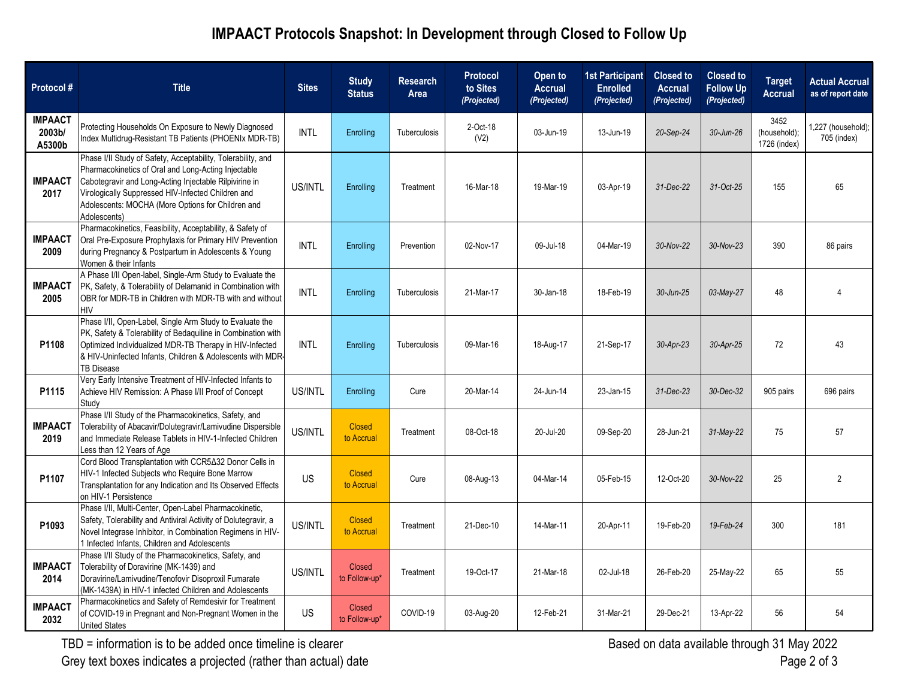# IMPAACT Protocols Snapshot: In Development through Closed to Follow Up

| Protocol # | Title | Sites | Study Status | Research Area | Protocol to Sites *(Projected)* | Open to Accrual *(Projected)* | 1st Participant Enrolled *(Projected)* | Closed to Accrual *(Projected)* | Closed to Follow Up *(Projected)* | Target Accrual | Actual Accrual as of report date |
|---|---|---|---|---|---|---|---|---|---|---|---|
| **IMPAACT 2003b/ A5300b** | Protecting Households On Exposure to Newly Diagnosed Index Multidrug-Resistant TB Patients (PHOENIx MDR-TB) | INTL | Enrolling | Tuberculosis | 2-Oct-18 (V2) | 03-Jun-19 | 13-Jun-19 | *20-Sep-24* | *30-Jun-26* | 3452 (household); 1726 (index) | 1,227 (household); 705 (index) |
| **IMPAACT 2017** | Phase I/II Study of Safety, Acceptability, Tolerability, and Pharmacokinetics of Oral and Long-Acting Injectable Cabotegravir and Long-Acting Injectable Rilpivirine in Virologically Suppressed HIV-Infected Children and Adolescents: MOCHA (More Options for Children and Adolescents) | US/INTL | Enrolling | Treatment | 16-Mar-18 | 19-Mar-19 | 03-Apr-19 | *31-Dec-22* | *31-Oct-25* | 155 | 65 |
| **IMPAACT 2009** | Pharmacokinetics, Feasibility, Acceptability, & Safety of Oral Pre-Exposure Prophylaxis for Primary HIV Prevention during Pregnancy & Postpartum in Adolescents & Young Women & their Infants | INTL | Enrolling | Prevention | 02-Nov-17 | 09-Jul-18 | 04-Mar-19 | *30-Nov-22* | *30-Nov-23* | 390 | 86 pairs |
| **IMPAACT 2005** | A Phase I/II Open-label, Single-Arm Study to Evaluate the PK, Safety, & Tolerability of Delamanid in Combination with OBR for MDR-TB in Children with MDR-TB with and without HIV | INTL | Enrolling | Tuberculosis | 21-Mar-17 | 30-Jan-18 | 18-Feb-19 | *30-Jun-25* | *03-May-27* | 48 | 4 |
| **P1108** | Phase I/II, Open-Label, Single Arm Study to Evaluate the PK, Safety & Tolerability of Bedaquiline in Combination with Optimized Individualized MDR-TB Therapy in HIV-Infected & HIV-Uninfected Infants, Children & Adolescents with MDR-TB Disease | INTL | Enrolling | Tuberculosis | 09-Mar-16 | 18-Aug-17 | 21-Sep-17 | *30-Apr-23* | *30-Apr-25* | 72 | 43 |
| **P1115** | Very Early Intensive Treatment of HIV-Infected Infants to Achieve HIV Remission: A Phase I/II Proof of Concept Study | US/INTL | Enrolling | Cure | 20-Mar-14 | 24-Jun-14 | 23-Jan-15 | *31-Dec-23* | *30-Dec-32* | 905 pairs | 696 pairs |
| **IMPAACT 2019** | Phase I/II Study of the Pharmacokinetics, Safety, and Tolerability of Abacavir/Dolutegravir/Lamivudine Dispersible and Immediate Release Tablets in HIV-1-Infected Children Less than 12 Years of Age | US/INTL | Closed to Accrual | Treatment | 08-Oct-18 | 20-Jul-20 | 09-Sep-20 | 28-Jun-21 | *31-May-22* | 75 | 57 |
| **P1107** | Cord Blood Transplantation with CCR5Δ32 Donor Cells in HIV-1 Infected Subjects who Require Bone Marrow Transplantation for any Indication and Its Observed Effects on HIV-1 Persistence | US | Closed to Accrual | Cure | 08-Aug-13 | 04-Mar-14 | 05-Feb-15 | 12-Oct-20 | *30-Nov-22* | 25 | 2 |
| **P1093** | Phase I/II, Multi-Center, Open-Label Pharmacokinetic, Safety, Tolerability and Antiviral Activity of Dolutegravir, a Novel Integrase Inhibitor, in Combination Regimens in HIV-1 Infected Infants, Children and Adolescents | US/INTL | Closed to Accrual | Treatment | 21-Dec-10 | 14-Mar-11 | 20-Apr-11 | 19-Feb-20 | *19-Feb-24* | 300 | 181 |
| **IMPAACT 2014** | Phase I/II Study of the Pharmacokinetics, Safety, and Tolerability of Doravirine (MK-1439) and Doravirine/Lamivudine/Tenofovir Disoproxil Fumarate (MK-1439A) in HIV-1 infected Children and Adolescents | US/INTL | Closed to Follow-up* | Treatment | 19-Oct-17 | 21-Mar-18 | 02-Jul-18 | 26-Feb-20 | 25-May-22 | 65 | 55 |
| **IMPAACT 2032** | Pharmacokinetics and Safety of Remdesivir for Treatment of COVID-19 in Pregnant and Non-Pregnant Women in the United States | US | Closed to Follow-up* | COVID-19 | 03-Aug-20 | 12-Feb-21 | 31-Mar-21 | 29-Dec-21 | 13-Apr-22 | 56 | 54 |

TBD = information is to be added once timeline is clearer

Grey text boxes indicates a projected (rather than actual) date

Based on data available through 31 May 2022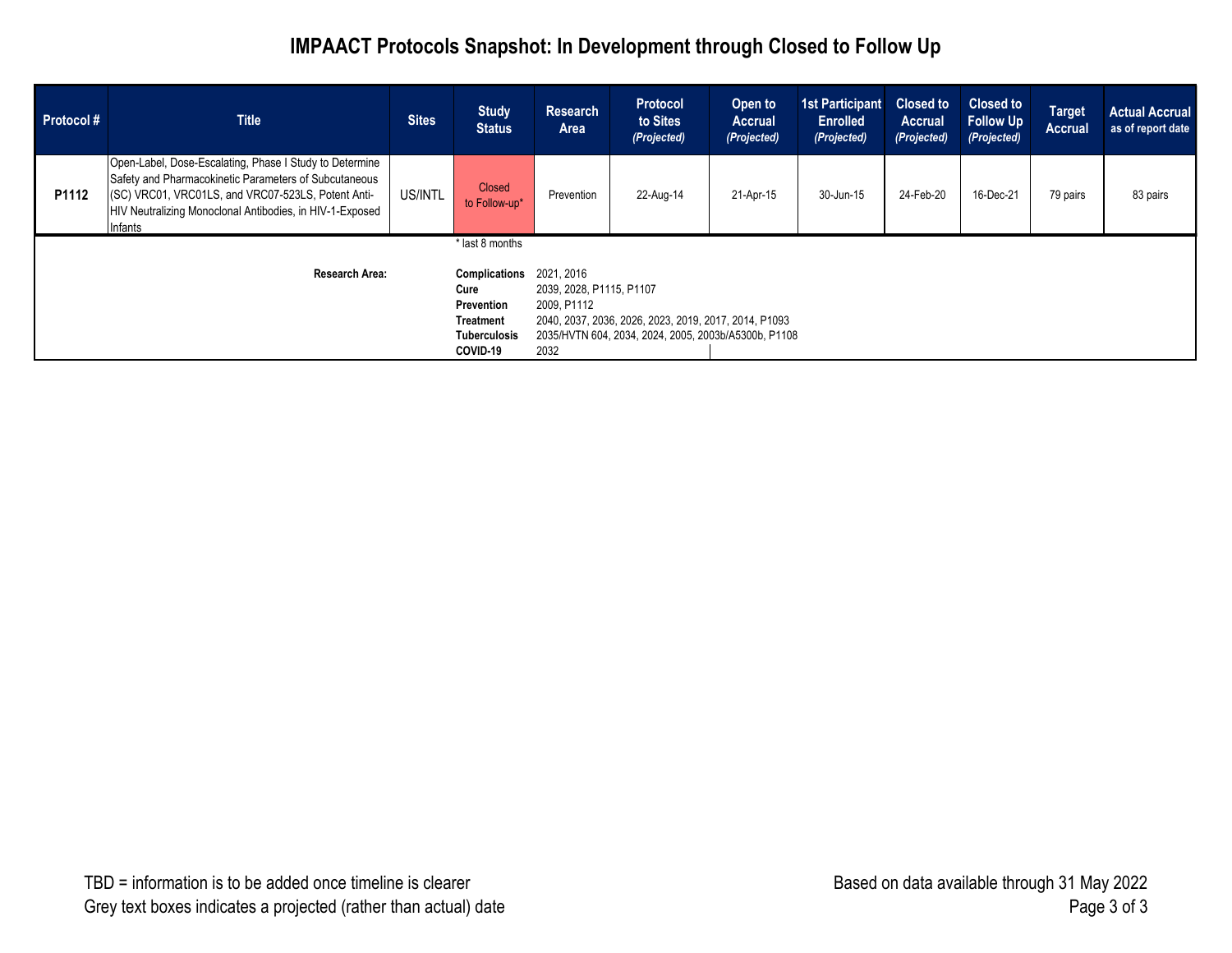# IMPAACT Protocols Snapshot: In Development through Closed to Follow Up

| Protocol # | Title | Sites | Study Status | Research Area | Protocol to Sites *(Projected)* | Open to Accrual *(Projected)* | 1st Participant Enrolled *(Projected)* | Closed to Accrual *(Projected)* | Closed to Follow Up *(Projected)* | Target Accrual | Actual Accrual as of report date |
|---|---|---|---|---|---|---|---|---|---|---|---|
| **P1112** | Open-Label, Dose-Escalating, Phase I Study to Determine Safety and Pharmacokinetic Parameters of Subcutaneous (SC) VRC01, VRC01LS, and VRC07-523LS, Potent Anti-HIV Neutralizing Monoclonal Antibodies, in HIV-1-Exposed Infants | US/INTL | Closed to Follow-up* | Prevention | 22-Aug-14 | 21-Apr-15 | 30-Jun-15 | 24-Feb-20 | 16-Dec-21 | 79 pairs | 83 pairs |

\* last 8 months

**Research Area:**

| | |
|---|---|
| **Complications** | 2021, 2016 |
| **Cure** | 2039, 2028, P1115, P1107 |
| **Prevention** | 2009, P1112 |
| **Treatment** | 2040, 2037, 2036, 2026, 2023, 2019, 2017, 2014, P1093 |
| **Tuberculosis** | 2035/HVTN 604, 2034, 2024, 2005, 2003b/A5300b, P1108 |
| **COVID-19** | 2032 |

TBD = information is to be added once timeline is clearer

Grey text boxes indicates a projected (rather than actual) date

Based on data available through 31 May 2022